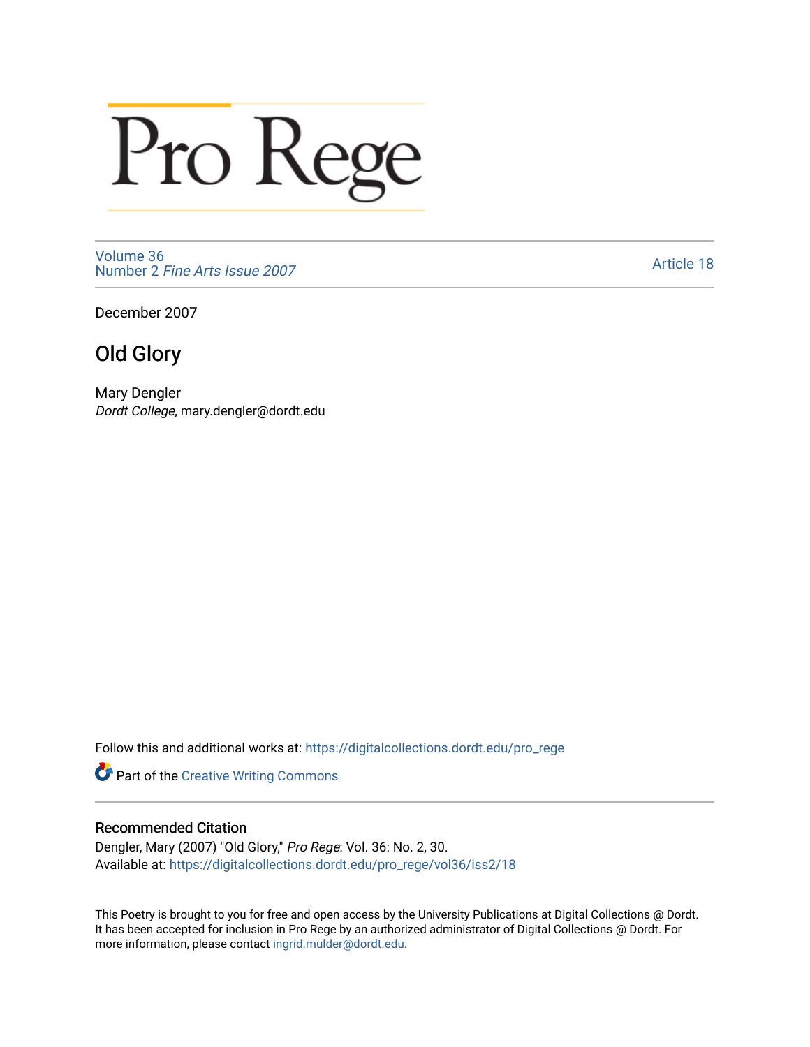# Pro Rege

Volume 36
Number 2 *Fine Arts Issue 2007*

Article 18

December 2007

## Old Glory

Mary Dengler
*Dordt College*, mary.dengler@dordt.edu

Follow this and additional works at: https://digitalcollections.dordt.edu/pro_rege

Part of the Creative Writing Commons

### Recommended Citation

Dengler, Mary (2007) "Old Glory," *Pro Rege*: Vol. 36: No. 2, 30.
Available at: https://digitalcollections.dordt.edu/pro_rege/vol36/iss2/18

This Poetry is brought to you for free and open access by the University Publications at Digital Collections @ Dordt. It has been accepted for inclusion in Pro Rege by an authorized administrator of Digital Collections @ Dordt. For more information, please contact ingrid.mulder@dordt.edu.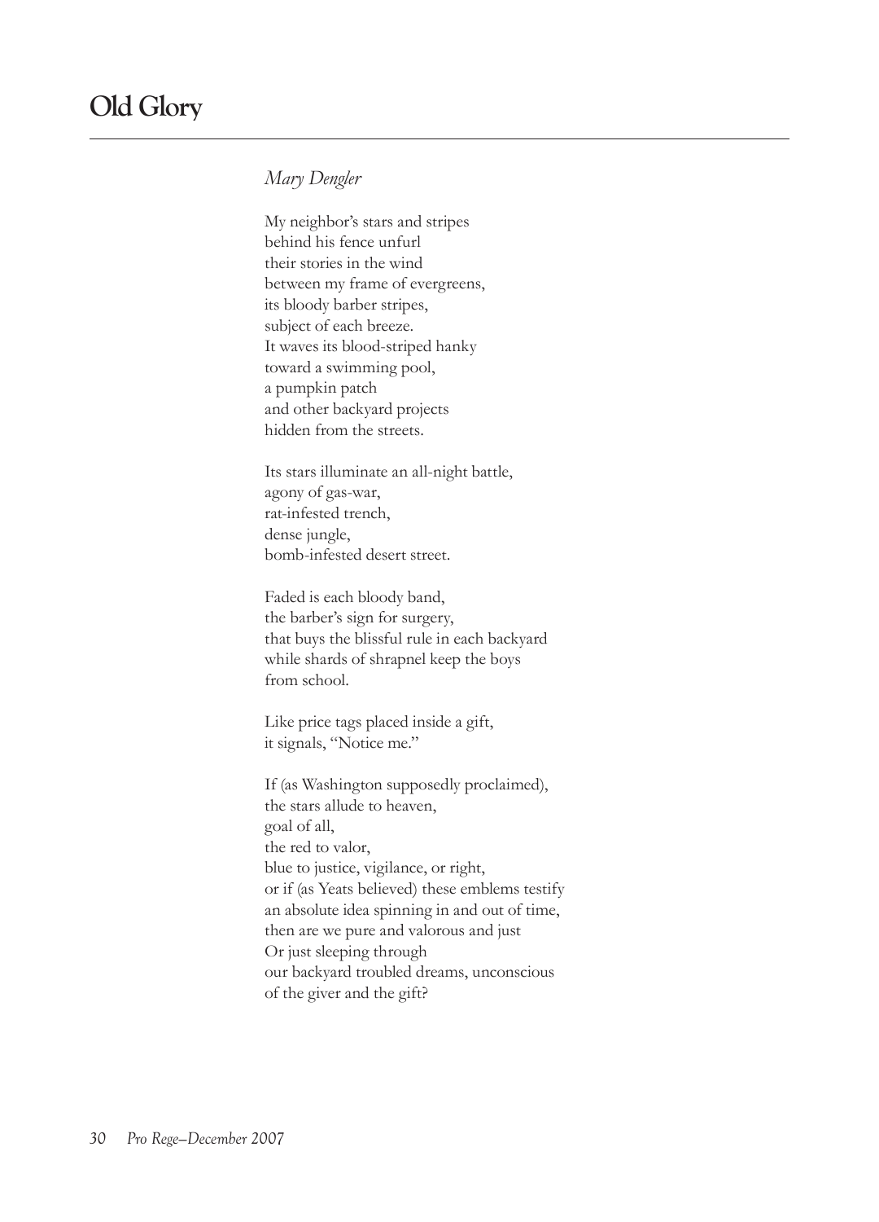# Old Glory

*Mary Dengler*

My neighbor's stars and stripes  
behind his fence unfurl  
their stories in the wind  
between my frame of evergreens,  
its bloody barber stripes,  
subject of each breeze.  
It waves its blood-striped hanky  
toward a swimming pool,  
a pumpkin patch  
and other backyard projects  
hidden from the streets.

Its stars illuminate an all-night battle,  
agony of gas-war,  
rat-infested trench,  
dense jungle,  
bomb-infested desert street.

Faded is each bloody band,  
the barber's sign for surgery,  
that buys the blissful rule in each backyard  
while shards of shrapnel keep the boys  
from school.

Like price tags placed inside a gift,  
it signals, "Notice me."

If (as Washington supposedly proclaimed),  
the stars allude to heaven,  
goal of all,  
the red to valor,  
blue to justice, vigilance, or right,  
or if (as Yeats believed) these emblems testify  
an absolute idea spinning in and out of time,  
then are we pure and valorous and just  
Or just sleeping through  
our backyard troubled dreams, unconscious  
of the giver and the gift?